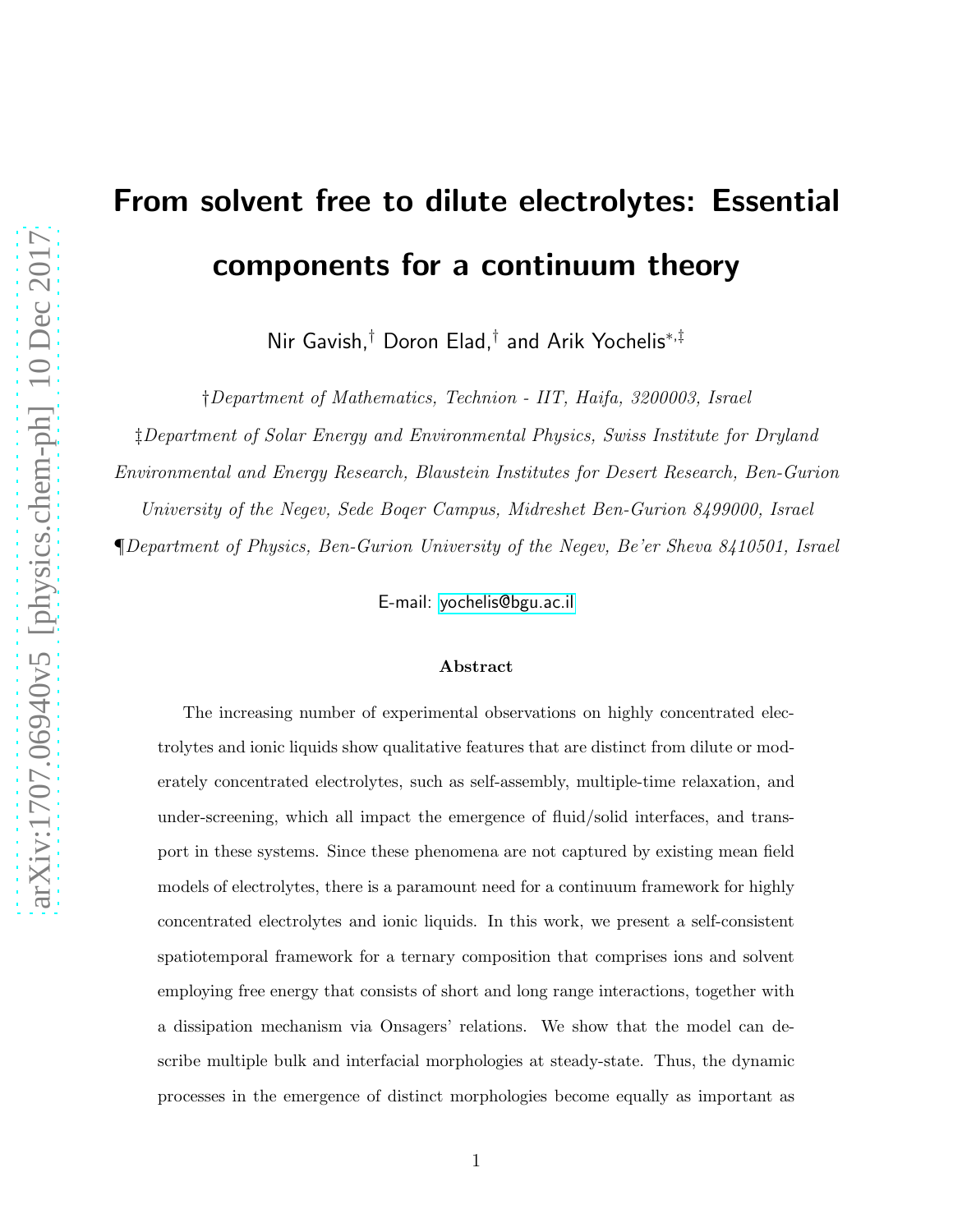# From solvent free to dilute electrolytes: Essential components for a continuum theory

Nir Gavish,[†] Doron Elad,[†] and Arik Yochelis[*,‡]

†*Department of Mathematics, Technion - IIT, Haifa, 3200003, Israel*

‡*Department of Solar Energy and Environmental Physics, Swiss Institute for Dryland Environmental and Energy Research, Blaustein Institutes for Desert Research, Ben-Gurion University of the Negev, Sede Boqer Campus, Midreshet Ben-Gurion 8499000, Israel*

¶*Department of Physics, Ben-Gurion University of the Negev, Be'er Sheva 8410501, Israel*

E-mail: yochelis@bgu.ac.il

### Abstract

The increasing number of experimental observations on highly concentrated electrolytes and ionic liquids show qualitative features that are distinct from dilute or moderately concentrated electrolytes, such as self-assembly, multiple-time relaxation, and under-screening, which all impact the emergence of fluid/solid interfaces, and transport in these systems. Since these phenomena are not captured by existing mean field models of electrolytes, there is a paramount need for a continuum framework for highly concentrated electrolytes and ionic liquids. In this work, we present a self-consistent spatiotemporal framework for a ternary composition that comprises ions and solvent employing free energy that consists of short and long range interactions, together with a dissipation mechanism via Onsagers' relations. We show that the model can describe multiple bulk and interfacial morphologies at steady-state. Thus, the dynamic processes in the emergence of distinct morphologies become equally as important as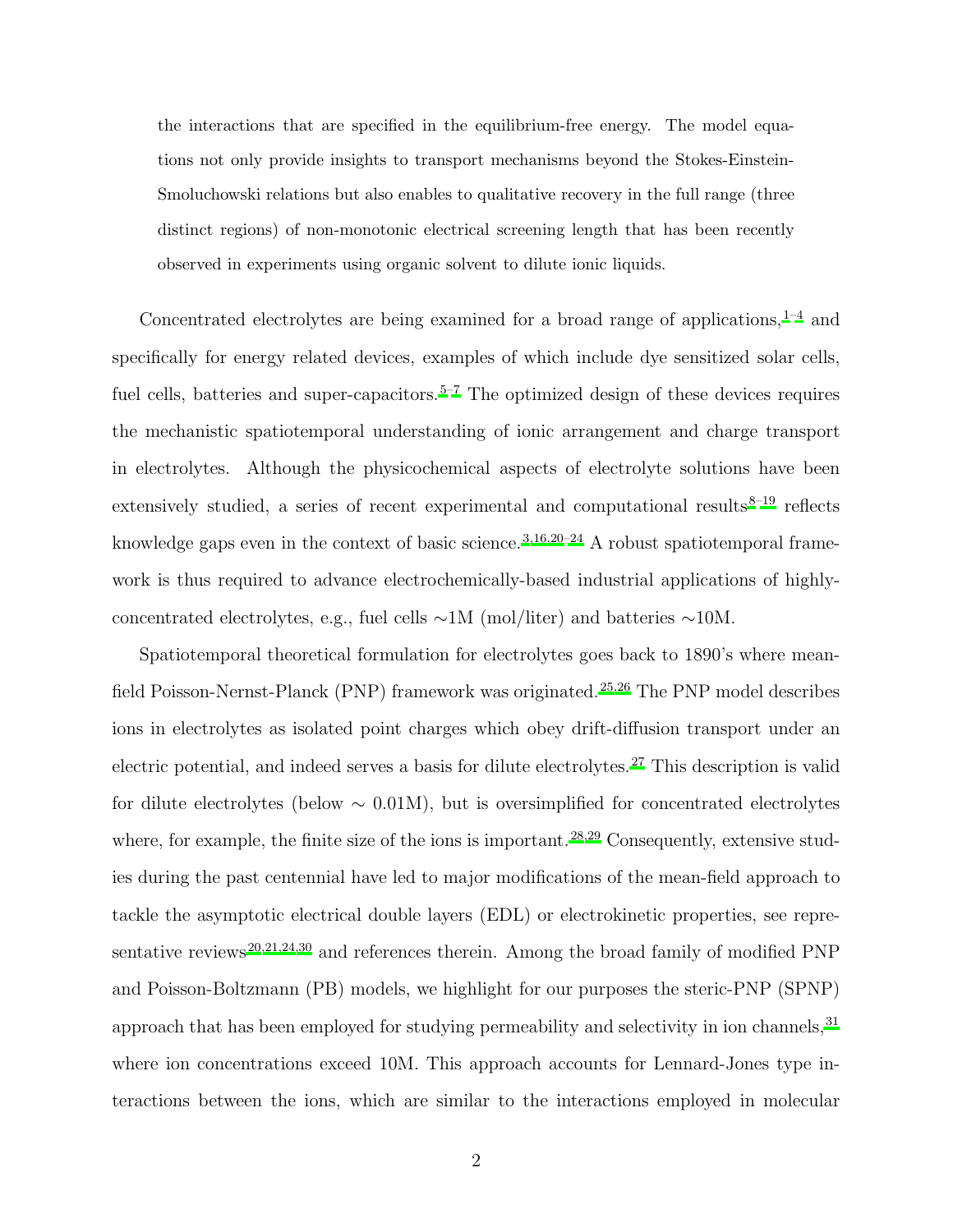the interactions that are specified in the equilibrium-free energy. The model equations not only provide insights to transport mechanisms beyond the Stokes-Einstein-Smoluchowski relations but also enables to qualitative recovery in the full range (three distinct regions) of non-monotonic electrical screening length that has been recently observed in experiments using organic solvent to dilute ionic liquids.

Concentrated electrolytes are being examined for a broad range of applications,[1–4] and specifically for energy related devices, examples of which include dye sensitized solar cells, fuel cells, batteries and super-capacitors.[5–7] The optimized design of these devices requires the mechanistic spatiotemporal understanding of ionic arrangement and charge transport in electrolytes. Although the physicochemical aspects of electrolyte solutions have been extensively studied, a series of recent experimental and computational results[8–19] reflects knowledge gaps even in the context of basic science.[3,16,20–24] A robust spatiotemporal framework is thus required to advance electrochemically-based industrial applications of highly-concentrated electrolytes, e.g., fuel cells ∼1M (mol/liter) and batteries ∼10M.

Spatiotemporal theoretical formulation for electrolytes goes back to 1890's where mean-field Poisson-Nernst-Planck (PNP) framework was originated.[25,26] The PNP model describes ions in electrolytes as isolated point charges which obey drift-diffusion transport under an electric potential, and indeed serves a basis for dilute electrolytes.[27] This description is valid for dilute electrolytes (below ∼ 0.01M), but is oversimplified for concentrated electrolytes where, for example, the finite size of the ions is important.[28,29] Consequently, extensive studies during the past centennial have led to major modifications of the mean-field approach to tackle the asymptotic electrical double layers (EDL) or electrokinetic properties, see representative reviews[20,21,24,30] and references therein. Among the broad family of modified PNP and Poisson-Boltzmann (PB) models, we highlight for our purposes the steric-PNP (SPNP) approach that has been employed for studying permeability and selectivity in ion channels,[31] where ion concentrations exceed 10M. This approach accounts for Lennard-Jones type interactions between the ions, which are similar to the interactions employed in molecular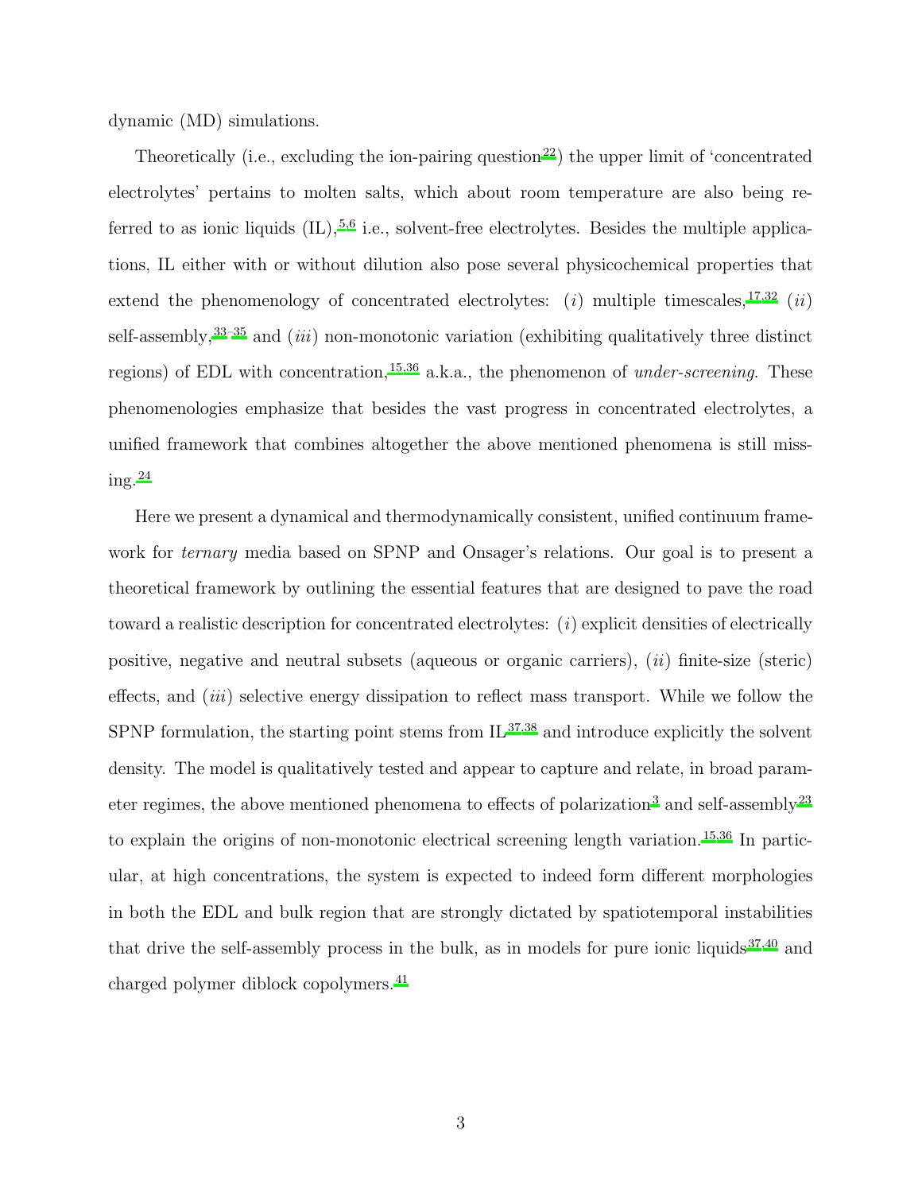dynamic (MD) simulations.

Theoretically (i.e., excluding the ion-pairing question[22]) the upper limit of 'concentrated electrolytes' pertains to molten salts, which about room temperature are also being referred to as ionic liquids (IL),[5,6] i.e., solvent-free electrolytes. Besides the multiple applications, IL either with or without dilution also pose several physicochemical properties that extend the phenomenology of concentrated electrolytes: (*i*) multiple timescales,[17,32] (*ii*) self-assembly,[33–35] and (*iii*) non-monotonic variation (exhibiting qualitatively three distinct regions) of EDL with concentration,[15,36] a.k.a., the phenomenon of *under-screening*. These phenomenologies emphasize that besides the vast progress in concentrated electrolytes, a unified framework that combines altogether the above mentioned phenomena is still missing.[24]

Here we present a dynamical and thermodynamically consistent, unified continuum framework for *ternary* media based on SPNP and Onsager's relations. Our goal is to present a theoretical framework by outlining the essential features that are designed to pave the road toward a realistic description for concentrated electrolytes: (*i*) explicit densities of electrically positive, negative and neutral subsets (aqueous or organic carriers), (*ii*) finite-size (steric) effects, and (*iii*) selective energy dissipation to reflect mass transport. While we follow the SPNP formulation, the starting point stems from IL[37,38] and introduce explicitly the solvent density. The model is qualitatively tested and appear to capture and relate, in broad parameter regimes, the above mentioned phenomena to effects of polarization[3] and self-assembly[23] to explain the origins of non-monotonic electrical screening length variation.[15,36] In particular, at high concentrations, the system is expected to indeed form different morphologies in both the EDL and bulk region that are strongly dictated by spatiotemporal instabilities that drive the self-assembly process in the bulk, as in models for pure ionic liquids[37,40] and charged polymer diblock copolymers.[41]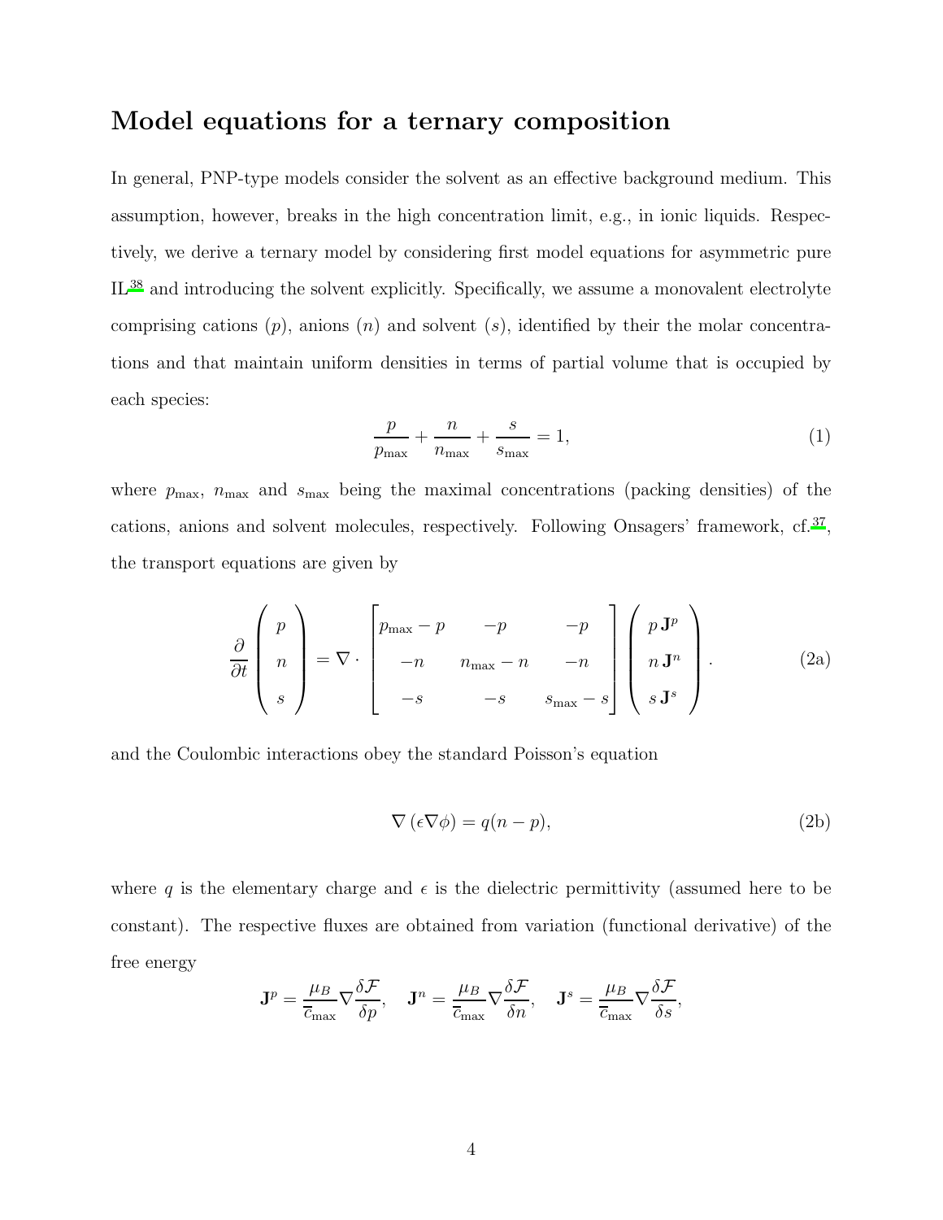## Model equations for a ternary composition

In general, PNP-type models consider the solvent as an effective background medium. This assumption, however, breaks in the high concentration limit, e.g., in ionic liquids. Respectively, we derive a ternary model by considering first model equations for asymmetric pure IL[38] and introducing the solvent explicitly. Specifically, we assume a monovalent electrolyte comprising cations ($p$), anions ($n$) and solvent ($s$), identified by their the molar concentrations and that maintain uniform densities in terms of partial volume that is occupied by each species:

$$\frac{p}{p_{\max}} + \frac{n}{n_{\max}} + \frac{s}{s_{\max}} = 1, \tag{1}$$

where $p_{\max}$, $n_{\max}$ and $s_{\max}$ being the maximal concentrations (packing densities) of the cations, anions and solvent molecules, respectively. Following Onsagers' framework, cf.[37], the transport equations are given by

$$\frac{\partial}{\partial t}\begin{pmatrix} p \\ n \\ s \end{pmatrix} = \nabla \cdot \begin{bmatrix} p_{\max} - p & -p & -p \\ -n & n_{\max} - n & -n \\ -s & -s & s_{\max} - s \end{bmatrix} \begin{pmatrix} p\,\mathbf{J}^p \\ n\,\mathbf{J}^n \\ s\,\mathbf{J}^s \end{pmatrix}. \tag{2a}$$

and the Coulombic interactions obey the standard Poisson's equation

$$\nabla\left(\epsilon \nabla \phi\right) = q(n-p), \tag{2b}$$

where $q$ is the elementary charge and $\epsilon$ is the dielectric permittivity (assumed here to be constant). The respective fluxes are obtained from variation (functional derivative) of the free energy

$$\mathbf{J}^p = \frac{\mu_B}{\overline{c}_{\max}} \nabla \frac{\delta \mathcal{F}}{\delta p}, \quad \mathbf{J}^n = \frac{\mu_B}{\overline{c}_{\max}} \nabla \frac{\delta \mathcal{F}}{\delta n}, \quad \mathbf{J}^s = \frac{\mu_B}{\overline{c}_{\max}} \nabla \frac{\delta \mathcal{F}}{\delta s},$$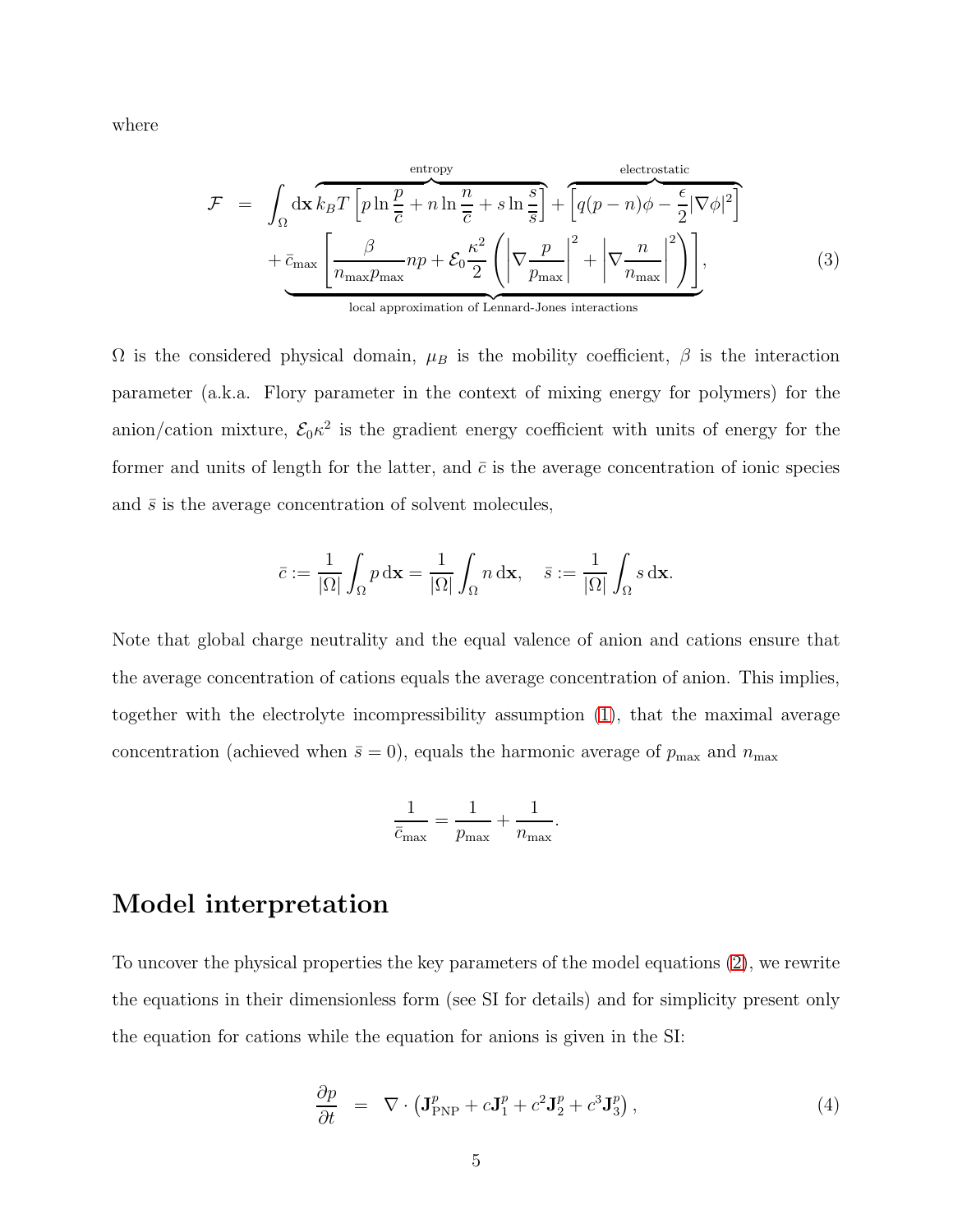where

$$
\begin{aligned}
\mathcal{F} &= \int_\Omega \mathrm{d}\mathbf{x} \overbrace{k_B T \left[ p \ln \frac{p}{\bar{c}} + n \ln \frac{n}{\bar{c}} + s \ln \frac{s}{\bar{s}} \right]}^{\text{entropy}} + \overbrace{\left[ q(p-n)\phi - \frac{\epsilon}{2} |\nabla \phi|^2 \right]}^{\text{electrostatic}} \\
&\quad \underbrace{+ \bar{c}_{\max} \left[ \frac{\beta}{n_{\max} p_{\max}} np + \mathcal{E}_0 \frac{\kappa^2}{2} \left( \left| \nabla \frac{p}{p_{\max}} \right|^2 + \left| \nabla \frac{n}{n_{\max}} \right|^2 \right) \right]}_{\text{local approximation of Lennard-Jones interactions}},
\end{aligned} \tag{3}
$$

$\Omega$ is the considered physical domain, $\mu_B$ is the mobility coefficient, $\beta$ is the interaction parameter (a.k.a. Flory parameter in the context of mixing energy for polymers) for the anion/cation mixture, $\mathcal{E}_0 \kappa^2$ is the gradient energy coefficient with units of energy for the former and units of length for the latter, and $\bar{c}$ is the average concentration of ionic species and $\bar{s}$ is the average concentration of solvent molecules,

$$
\bar{c} := \frac{1}{|\Omega|} \int_\Omega p \, \mathrm{d}\mathbf{x} = \frac{1}{|\Omega|} \int_\Omega n \, \mathrm{d}\mathbf{x}, \quad \bar{s} := \frac{1}{|\Omega|} \int_\Omega s \, \mathrm{d}\mathbf{x}.
$$

Note that global charge neutrality and the equal valence of anion and cations ensure that the average concentration of cations equals the average concentration of anion. This implies, together with the electrolyte incompressibility assumption (1), that the maximal average concentration (achieved when $\bar{s} = 0$), equals the harmonic average of $p_{\max}$ and $n_{\max}$

$$
\frac{1}{\bar{c}_{\max}} = \frac{1}{p_{\max}} + \frac{1}{n_{\max}}.
$$

## Model interpretation

To uncover the physical properties the key parameters of the model equations (2), we rewrite the equations in their dimensionless form (see SI for details) and for simplicity present only the equation for cations while the equation for anions is given in the SI:

$$
\frac{\partial p}{\partial t} = \nabla \cdot \left( \mathbf{J}^p_{\mathrm{PNP}} + c\mathbf{J}^p_1 + c^2 \mathbf{J}^p_2 + c^3 \mathbf{J}^p_3 \right), \tag{4}
$$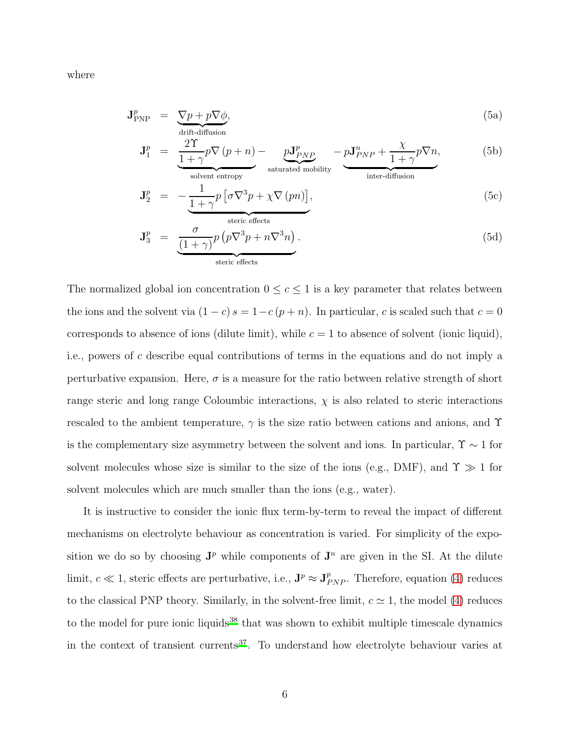where

$$
\begin{aligned}
\mathbf{J}^p_{\mathrm{PNP}} &= \underbrace{\nabla p + p\nabla\phi}_{\text{drift-diffusion}}, && \text{(5a)}\\
\mathbf{J}^p_1 &= \underbrace{\frac{2\Upsilon}{1+\gamma}p\nabla\left(p+n\right)}_{\text{solvent entropy}} - \underbrace{p\mathbf{J}^p_{PNP}}_{\text{saturated mobility}} \underbrace{- p\mathbf{J}^n_{PNP} + \frac{\chi}{1+\gamma}p\nabla n}_{\text{inter-diffusion}}, && \text{(5b)}\\
\mathbf{J}^p_2 &= \underbrace{-\frac{1}{1+\gamma}p\left[\sigma\nabla^3 p + \chi\nabla\left(pn\right)\right]}_{\text{steric effects}}, && \text{(5c)}\\
\mathbf{J}^p_3 &= \underbrace{\frac{\sigma}{(1+\gamma)}p\left(p\nabla^3 p + n\nabla^3 n\right)}_{\text{steric effects}}. && \text{(5d)}
\end{aligned}
$$

The normalized global ion concentration $0 \le c \le 1$ is a key parameter that relates between the ions and the solvent via $(1-c)\,s = 1 - c\,(p+n)$. In particular, $c$ is scaled such that $c = 0$ corresponds to absence of ions (dilute limit), while $c = 1$ to absence of solvent (ionic liquid), i.e., powers of $c$ describe equal contributions of terms in the equations and do not imply a perturbative expansion. Here, $\sigma$ is a measure for the ratio between relative strength of short range steric and long range Coloumbic interactions, $\chi$ is also related to steric interactions rescaled to the ambient temperature, $\gamma$ is the size ratio between cations and anions, and $\Upsilon$ is the complementary size asymmetry between the solvent and ions. In particular, $\Upsilon \sim 1$ for solvent molecules whose size is similar to the size of the ions (e.g., DMF), and $\Upsilon \gg 1$ for solvent molecules which are much smaller than the ions (e.g., water).

It is instructive to consider the ionic flux term-by-term to reveal the impact of different mechanisms on electrolyte behaviour as concentration is varied. For simplicity of the exposition we do so by choosing $\mathbf{J}^p$ while components of $\mathbf{J}^n$ are given in the SI. At the dilute limit, $c \ll 1$, steric effects are perturbative, i.e., $\mathbf{J}^p \approx \mathbf{J}^p_{PNP}$. Therefore, equation (4) reduces to the classical PNP theory. Similarly, in the solvent-free limit, $c \simeq 1$, the model (4) reduces to the model for pure ionic liquids[38] that was shown to exhibit multiple timescale dynamics in the context of transient currents[37]. To understand how electrolyte behaviour varies at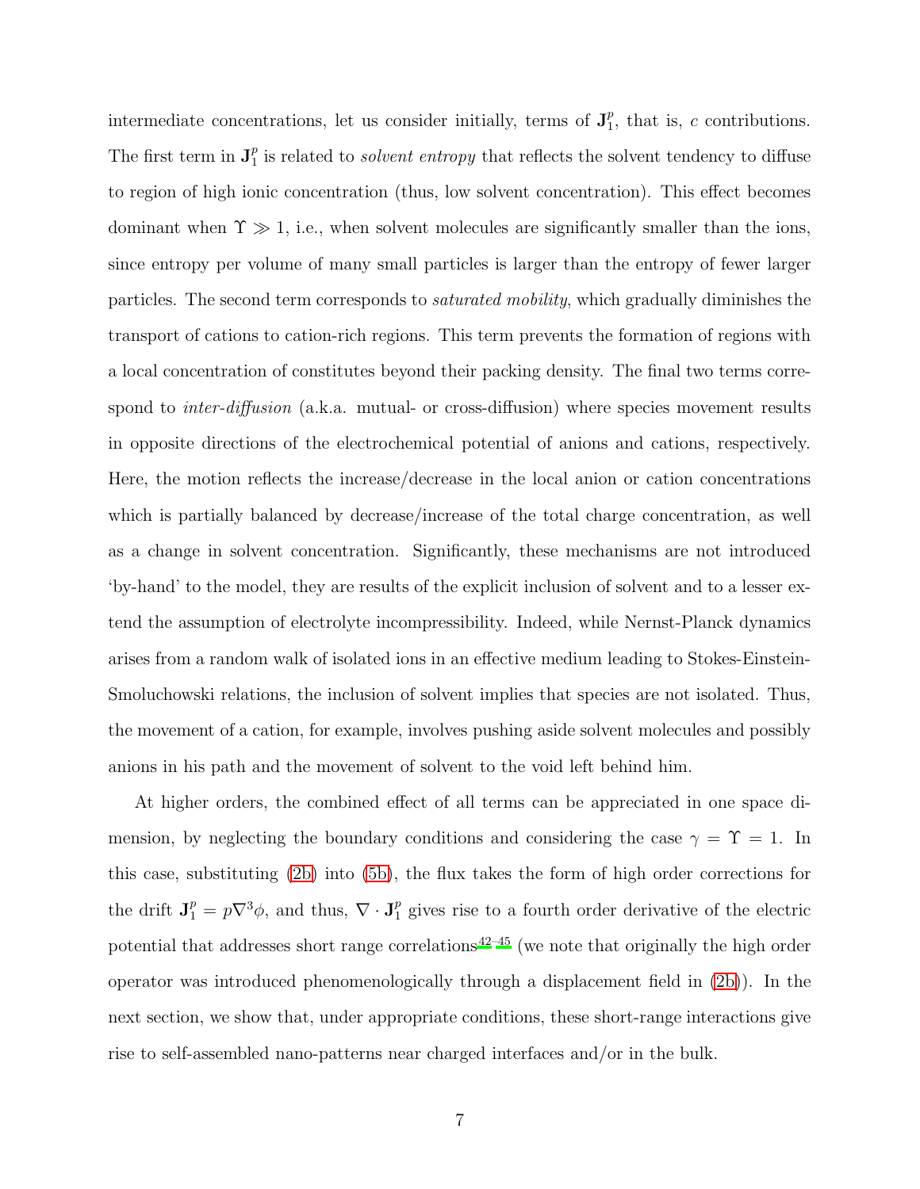intermediate concentrations, let us consider initially, terms of $\mathbf{J}_1^p$, that is, $c$ contributions. The first term in $\mathbf{J}_1^p$ is related to *solvent entropy* that reflects the solvent tendency to diffuse to region of high ionic concentration (thus, low solvent concentration). This effect becomes dominant when $\Upsilon \gg 1$, i.e., when solvent molecules are significantly smaller than the ions, since entropy per volume of many small particles is larger than the entropy of fewer larger particles. The second term corresponds to *saturated mobility*, which gradually diminishes the transport of cations to cation-rich regions. This term prevents the formation of regions with a local concentration of constitutes beyond their packing density. The final two terms correspond to *inter-diffusion* (a.k.a. mutual- or cross-diffusion) where species movement results in opposite directions of the electrochemical potential of anions and cations, respectively. Here, the motion reflects the increase/decrease in the local anion or cation concentrations which is partially balanced by decrease/increase of the total charge concentration, as well as a change in solvent concentration. Significantly, these mechanisms are not introduced 'by-hand' to the model, they are results of the explicit inclusion of solvent and to a lesser extend the assumption of electrolyte incompressibility. Indeed, while Nernst-Planck dynamics arises from a random walk of isolated ions in an effective medium leading to Stokes-Einstein-Smoluchowski relations, the inclusion of solvent implies that species are not isolated. Thus, the movement of a cation, for example, involves pushing aside solvent molecules and possibly anions in his path and the movement of solvent to the void left behind him.

At higher orders, the combined effect of all terms can be appreciated in one space dimension, by neglecting the boundary conditions and considering the case $\gamma = \Upsilon = 1$. In this case, substituting (2b) into (5b), the flux takes the form of high order corrections for the drift $\mathbf{J}_1^p = p\nabla^3\phi$, and thus, $\nabla \cdot \mathbf{J}_1^p$ gives rise to a fourth order derivative of the electric potential that addresses short range correlations[42–45] (we note that originally the high order operator was introduced phenomenologically through a displacement field in (2b)). In the next section, we show that, under appropriate conditions, these short-range interactions give rise to self-assembled nano-patterns near charged interfaces and/or in the bulk.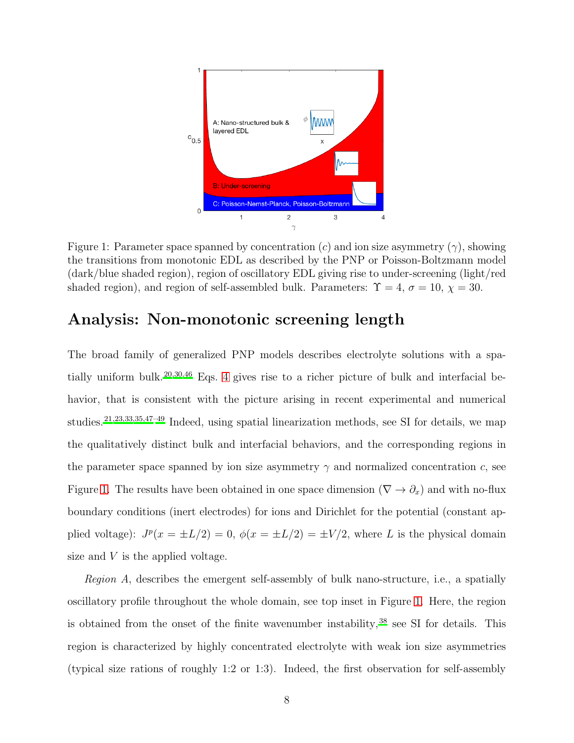1

0.5

c

0

1 2 3 4

$\gamma$

A: Nano-structured bulk & layered EDL

B: Under-screening

C: Poisson-Nernst-Planck, Poisson-Boltzmann

$\phi$

x

Figure 1: Parameter space spanned by concentration ($c$) and ion size asymmetry ($\gamma$), showing the transitions from monotonic EDL as described by the PNP or Poisson-Boltzmann model (dark/blue shaded region), region of oscillatory EDL giving rise to under-screening (light/red shaded region), and region of self-assembled bulk. Parameters: $\Upsilon = 4$, $\sigma = 10$, $\chi = 30$.

## Analysis: Non-monotonic screening length

The broad family of generalized PNP models describes electrolyte solutions with a spatially uniform bulk.[20,30,46] Eqs. 4 gives rise to a richer picture of bulk and interfacial behavior, that is consistent with the picture arising in recent experimental and numerical studies.[21,23,33,35,47–49] Indeed, using spatial linearization methods, see SI for details, we map the qualitatively distinct bulk and interfacial behaviors, and the corresponding regions in the parameter space spanned by ion size asymmetry $\gamma$ and normalized concentration $c$, see Figure 1. The results have been obtained in one space dimension ($\nabla \to \partial_x$) and with no-flux boundary conditions (inert electrodes) for ions and Dirichlet for the potential (constant applied voltage): $J^p(x = \pm L/2) = 0$, $\phi(x = \pm L/2) = \pm V/2$, where $L$ is the physical domain size and $V$ is the applied voltage.

*Region A*, describes the emergent self-assembly of bulk nano-structure, i.e., a spatially oscillatory profile throughout the whole domain, see top inset in Figure 1. Here, the region is obtained from the onset of the finite wavenumber instability,[38] see SI for details. This region is characterized by highly concentrated electrolyte with weak ion size asymmetries (typical size rations of roughly 1:2 or 1:3). Indeed, the first observation for self-assembly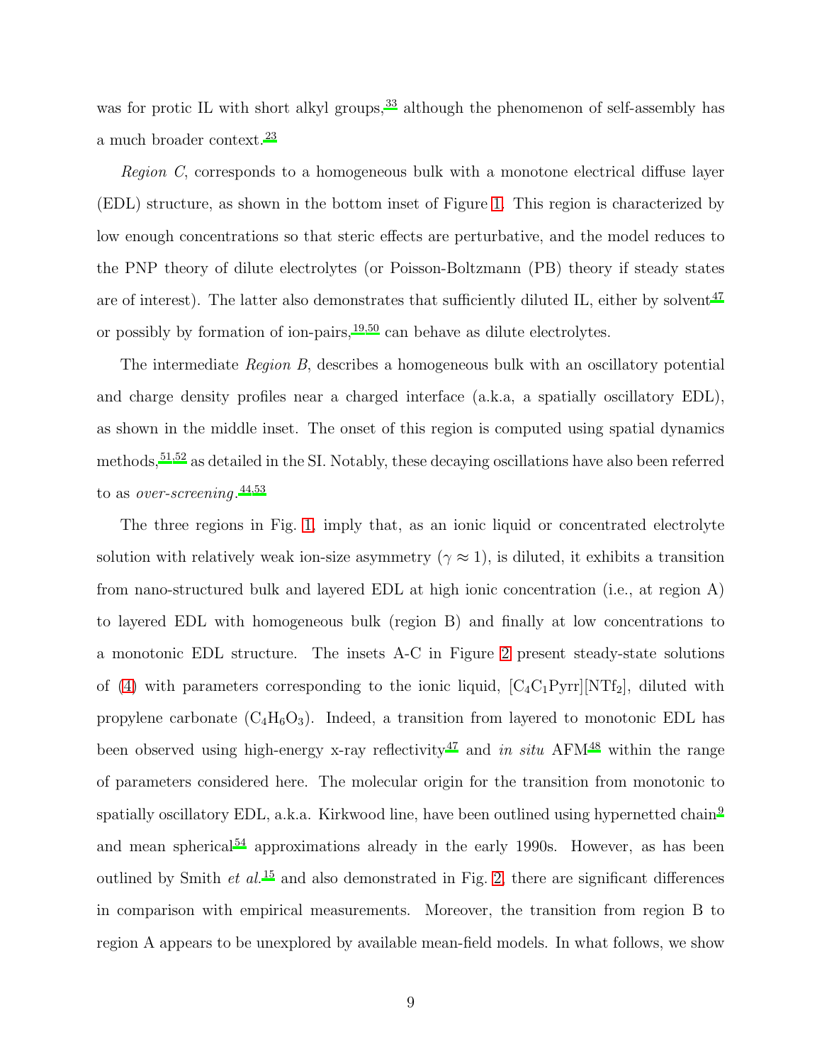was for protic IL with short alkyl groups,[33] although the phenomenon of self-assembly has a much broader context.[23]

*Region C*, corresponds to a homogeneous bulk with a monotone electrical diffuse layer (EDL) structure, as shown in the bottom inset of Figure 1. This region is characterized by low enough concentrations so that steric effects are perturbative, and the model reduces to the PNP theory of dilute electrolytes (or Poisson-Boltzmann (PB) theory if steady states are of interest). The latter also demonstrates that sufficiently diluted IL, either by solvent[47] or possibly by formation of ion-pairs,[19,50] can behave as dilute electrolytes.

The intermediate *Region B*, describes a homogeneous bulk with an oscillatory potential and charge density profiles near a charged interface (a.k.a, a spatially oscillatory EDL), as shown in the middle inset. The onset of this region is computed using spatial dynamics methods,[51,52] as detailed in the SI. Notably, these decaying oscillations have also been referred to as *over-screening*.[44,53]

The three regions in Fig. 1, imply that, as an ionic liquid or concentrated electrolyte solution with relatively weak ion-size asymmetry ($\gamma \approx 1$), is diluted, it exhibits a transition from nano-structured bulk and layered EDL at high ionic concentration (i.e., at region A) to layered EDL with homogeneous bulk (region B) and finally at low concentrations to a monotonic EDL structure. The insets A-C in Figure 2 present steady-state solutions of (4) with parameters corresponding to the ionic liquid, $[C_4C_1Pyrr][NTf_2]$, diluted with propylene carbonate ($C_4H_6O_3$). Indeed, a transition from layered to monotonic EDL has been observed using high-energy x-ray reflectivity[47] and *in situ* AFM[48] within the range of parameters considered here. The molecular origin for the transition from monotonic to spatially oscillatory EDL, a.k.a. Kirkwood line, have been outlined using hypernetted chain[9] and mean spherical[54] approximations already in the early 1990s. However, as has been outlined by Smith *et al.*[15] and also demonstrated in Fig. 2, there are significant differences in comparison with empirical measurements. Moreover, the transition from region B to region A appears to be unexplored by available mean-field models. In what follows, we show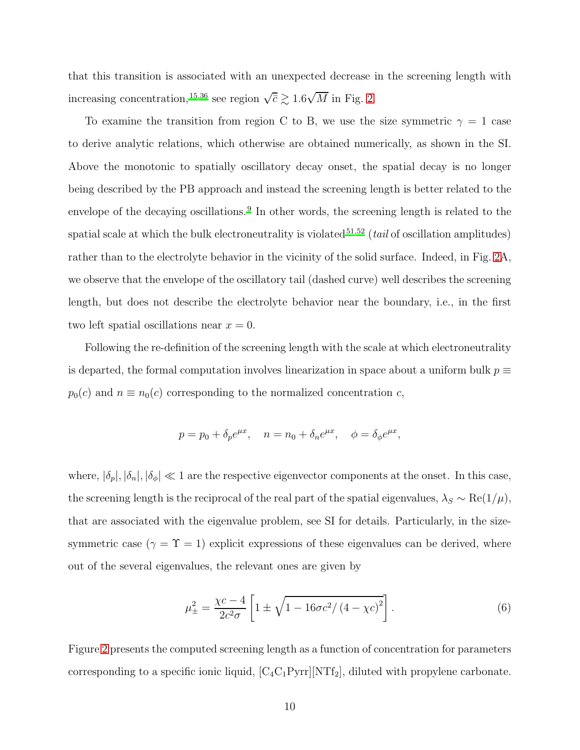that this transition is associated with an unexpected decrease in the screening length with increasing concentration,[15,36] see region $\sqrt{\bar{c}} \gtrsim 1.6\sqrt{M}$ in Fig. 2.

To examine the transition from region C to B, we use the size symmetric $\gamma = 1$ case to derive analytic relations, which otherwise are obtained numerically, as shown in the SI. Above the monotonic to spatially oscillatory decay onset, the spatial decay is no longer being described by the PB approach and instead the screening length is better related to the envelope of the decaying oscillations.[9] In other words, the screening length is related to the spatial scale at which the bulk electroneutrality is violated[51,52] (*tail* of oscillation amplitudes) rather than to the electrolyte behavior in the vicinity of the solid surface. Indeed, in Fig. 2A, we observe that the envelope of the oscillatory tail (dashed curve) well describes the screening length, but does not describe the electrolyte behavior near the boundary, i.e., in the first two left spatial oscillations near $x = 0$.

Following the re-definition of the screening length with the scale at which electroneutrality is departed, the formal computation involves linearization in space about a uniform bulk $p \equiv p_0(c)$ and $n \equiv n_0(c)$ corresponding to the normalized concentration $c$,

$$p = p_0 + \delta_p e^{\mu x}, \quad n = n_0 + \delta_n e^{\mu x}, \quad \phi = \delta_\phi e^{\mu x},$$

where, $|\delta_p|, |\delta_n|, |\delta_\phi| \ll 1$ are the respective eigenvector components at the onset. In this case, the screening length is the reciprocal of the real part of the spatial eigenvalues, $\lambda_S \sim \mathrm{Re}(1/\mu)$, that are associated with the eigenvalue problem, see SI for details. Particularly, in the size-symmetric case ($\gamma = \Upsilon = 1$) explicit expressions of these eigenvalues can be derived, where out of the several eigenvalues, the relevant ones are given by

$$\mu_\pm^2 = \frac{\chi c - 4}{2c^2\sigma}\left[1 \pm \sqrt{1 - 16\sigma c^2/\left(4 - \chi c\right)^2}\right]. \tag{6}$$

Figure 2 presents the computed screening length as a function of concentration for parameters corresponding to a specific ionic liquid, $[C_4C_1Pyrr][NTf_2]$, diluted with propylene carbonate.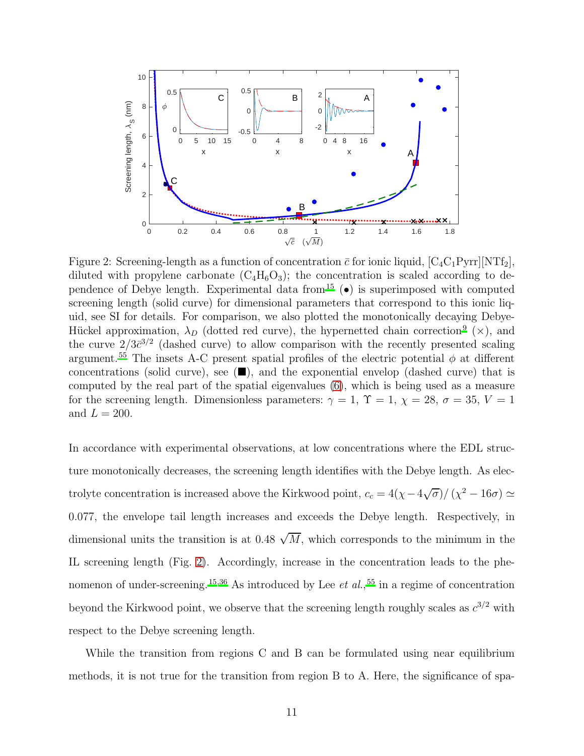10
8
6
4
2
0
Screening length, $\lambda_S$ (nm)
0 0.2 0.4 0.6 0.8 1 1.2 1.4 1.6 1.8
$\sqrt{\bar{c}}$ $(\sqrt{M})$
C
B
A
$\phi$
0.5
0
0 5 10 15
x
0.5
0
-0.5
0 4 8
x
2
0
-2
0 4 8 16
x

Figure 2: Screening-length as a function of concentration $\bar{c}$ for ionic liquid, $[C_4C_1Pyrr][NTf_2]$, diluted with propylene carbonate $(C_4H_6O_3)$; the concentration is scaled according to dependence of Debye length. Experimental data from[15] (●) is superimposed with computed screening length (solid curve) for dimensional parameters that correspond to this ionic liquid, see SI for details. For comparison, we also plotted the monotonically decaying Debye-Hückel approximation, $\lambda_D$ (dotted red curve), the hypernetted chain correction[9] (×), and the curve $2/3\bar{c}^{3/2}$ (dashed curve) to allow comparison with the recently presented scaling argument.[55] The insets A-C present spatial profiles of the electric potential $\phi$ at different concentrations (solid curve), see (■), and the exponential envelop (dashed curve) that is computed by the real part of the spatial eigenvalues (6), which is being used as a measure for the screening length. Dimensionless parameters: $\gamma = 1$, $\Upsilon = 1$, $\chi = 28$, $\sigma = 35$, $V = 1$ and $L = 200$.

In accordance with experimental observations, at low concentrations where the EDL structure monotonically decreases, the screening length identifies with the Debye length. As electrolyte concentration is increased above the Kirkwood point, $c_c = 4(\chi - 4\sqrt{\sigma})/(\chi^2 - 16\sigma) \simeq 0.077$, the envelope tail length increases and exceeds the Debye length. Respectively, in dimensional units the transition is at 0.48 $\sqrt{M}$, which corresponds to the minimum in the IL screening length (Fig. 2). Accordingly, increase in the concentration leads to the phenomenon of under-screening.[15,36] As introduced by Lee *et al.*,[55] in a regime of concentration beyond the Kirkwood point, we observe that the screening length roughly scales as $c^{3/2}$ with respect to the Debye screening length.

While the transition from regions C and B can be formulated using near equilibrium methods, it is not true for the transition from region B to A. Here, the significance of spa-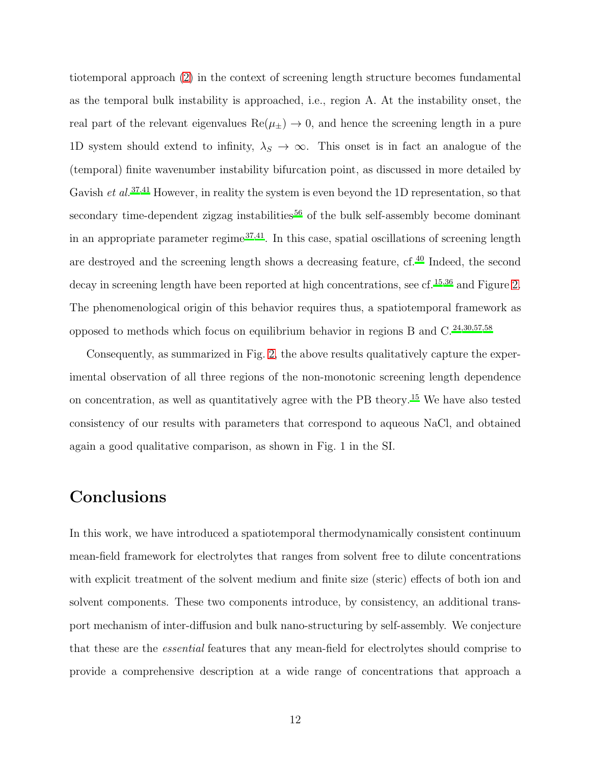tiotemporal approach (2) in the context of screening length structure becomes fundamental as the temporal bulk instability is approached, i.e., region A. At the instability onset, the real part of the relevant eigenvalues $\mathrm{Re}(\mu_{\pm}) \to 0$, and hence the screening length in a pure 1D system should extend to infinity, $\lambda_S \to \infty$. This onset is in fact an analogue of the (temporal) finite wavenumber instability bifurcation point, as discussed in more detailed by Gavish *et al.*[37,41] However, in reality the system is even beyond the 1D representation, so that secondary time-dependent zigzag instabilities[56] of the bulk self-assembly become dominant in an appropriate parameter regime[37,41]. In this case, spatial oscillations of screening length are destroyed and the screening length shows a decreasing feature, cf.[40] Indeed, the second decay in screening length have been reported at high concentrations, see cf.[15,36] and Figure 2. The phenomenological origin of this behavior requires thus, a spatiotemporal framework as opposed to methods which focus on equilibrium behavior in regions B and C.[24,30,57,58]

Consequently, as summarized in Fig. 2, the above results qualitatively capture the experimental observation of all three regions of the non-monotonic screening length dependence on concentration, as well as quantitatively agree with the PB theory.[15] We have also tested consistency of our results with parameters that correspond to aqueous NaCl, and obtained again a good qualitative comparison, as shown in Fig. 1 in the SI.

## Conclusions

In this work, we have introduced a spatiotemporal thermodynamically consistent continuum mean-field framework for electrolytes that ranges from solvent free to dilute concentrations with explicit treatment of the solvent medium and finite size (steric) effects of both ion and solvent components. These two components introduce, by consistency, an additional transport mechanism of inter-diffusion and bulk nano-structuring by self-assembly. We conjecture that these are the *essential* features that any mean-field for electrolytes should comprise to provide a comprehensive description at a wide range of concentrations that approach a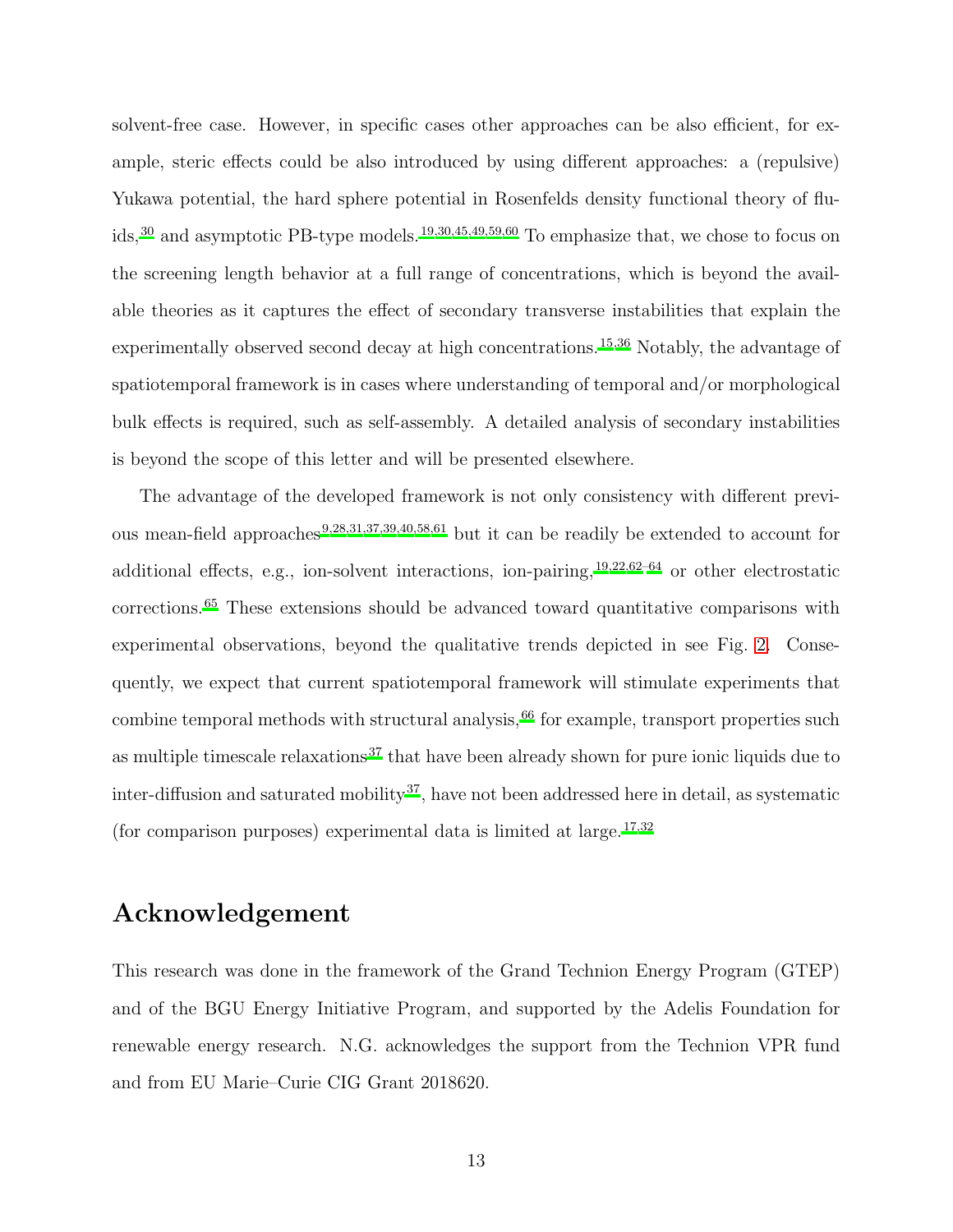solvent-free case. However, in specific cases other approaches can be also efficient, for example, steric effects could be also introduced by using different approaches: a (repulsive) Yukawa potential, the hard sphere potential in Rosenfelds density functional theory of fluids,[30] and asymptotic PB-type models.[19,30,45,49,59,60] To emphasize that, we chose to focus on the screening length behavior at a full range of concentrations, which is beyond the available theories as it captures the effect of secondary transverse instabilities that explain the experimentally observed second decay at high concentrations.[15,36] Notably, the advantage of spatiotemporal framework is in cases where understanding of temporal and/or morphological bulk effects is required, such as self-assembly. A detailed analysis of secondary instabilities is beyond the scope of this letter and will be presented elsewhere.

The advantage of the developed framework is not only consistency with different previous mean-field approaches[9,28,31,37,39,40,58,61] but it can be readily be extended to account for additional effects, e.g., ion-solvent interactions, ion-pairing,[19,22,62–64] or other electrostatic corrections.[65] These extensions should be advanced toward quantitative comparisons with experimental observations, beyond the qualitative trends depicted in see Fig. 2. Consequently, we expect that current spatiotemporal framework will stimulate experiments that combine temporal methods with structural analysis,[66] for example, transport properties such as multiple timescale relaxations[37] that have been already shown for pure ionic liquids due to inter-diffusion and saturated mobility[37], have not been addressed here in detail, as systematic (for comparison purposes) experimental data is limited at large.[17,32]

## Acknowledgement

This research was done in the framework of the Grand Technion Energy Program (GTEP) and of the BGU Energy Initiative Program, and supported by the Adelis Foundation for renewable energy research. N.G. acknowledges the support from the Technion VPR fund and from EU Marie–Curie CIG Grant 2018620.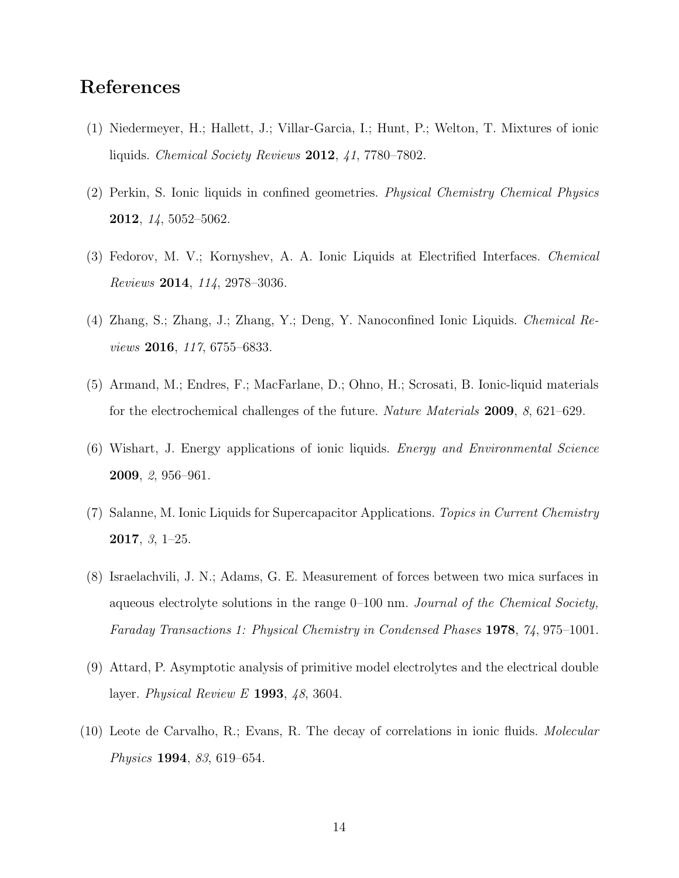## References

(1) Niedermeyer, H.; Hallett, J.; Villar-Garcia, I.; Hunt, P.; Welton, T. Mixtures of ionic liquids. *Chemical Society Reviews* **2012**, *41*, 7780–7802.

(2) Perkin, S. Ionic liquids in confined geometries. *Physical Chemistry Chemical Physics* **2012**, *14*, 5052–5062.

(3) Fedorov, M. V.; Kornyshev, A. A. Ionic Liquids at Electrified Interfaces. *Chemical Reviews* **2014**, *114*, 2978–3036.

(4) Zhang, S.; Zhang, J.; Zhang, Y.; Deng, Y. Nanoconfined Ionic Liquids. *Chemical Reviews* **2016**, *117*, 6755–6833.

(5) Armand, M.; Endres, F.; MacFarlane, D.; Ohno, H.; Scrosati, B. Ionic-liquid materials for the electrochemical challenges of the future. *Nature Materials* **2009**, *8*, 621–629.

(6) Wishart, J. Energy applications of ionic liquids. *Energy and Environmental Science* **2009**, *2*, 956–961.

(7) Salanne, M. Ionic Liquids for Supercapacitor Applications. *Topics in Current Chemistry* **2017**, *3*, 1–25.

(8) Israelachvili, J. N.; Adams, G. E. Measurement of forces between two mica surfaces in aqueous electrolyte solutions in the range 0–100 nm. *Journal of the Chemical Society, Faraday Transactions 1: Physical Chemistry in Condensed Phases* **1978**, *74*, 975–1001.

(9) Attard, P. Asymptotic analysis of primitive model electrolytes and the electrical double layer. *Physical Review E* **1993**, *48*, 3604.

(10) Leote de Carvalho, R.; Evans, R. The decay of correlations in ionic fluids. *Molecular Physics* **1994**, *83*, 619–654.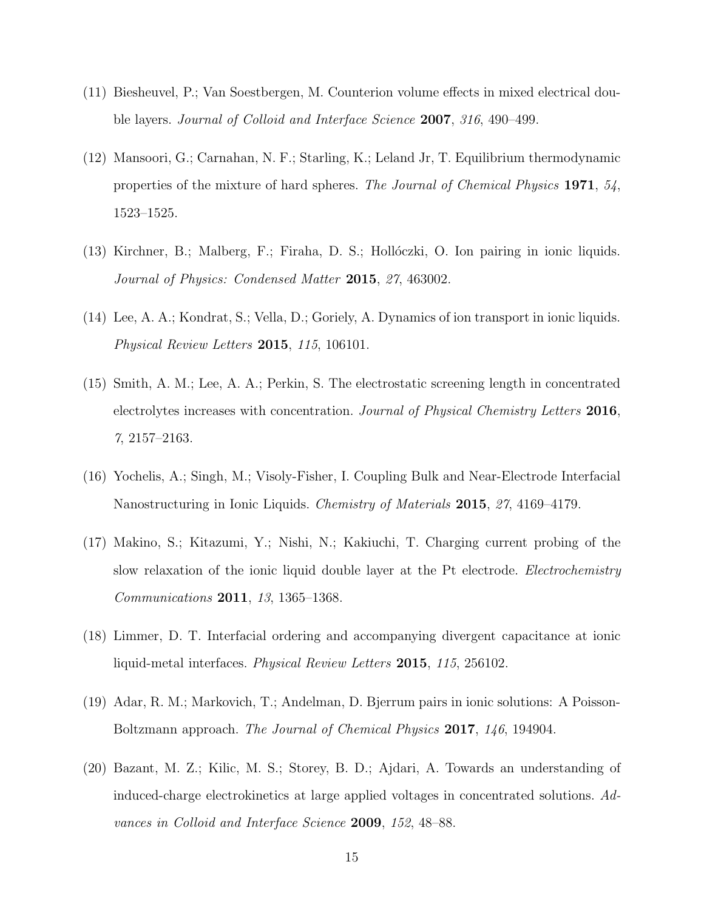(11) Biesheuvel, P.; Van Soestbergen, M. Counterion volume effects in mixed electrical double layers. *Journal of Colloid and Interface Science* **2007**, *316*, 490–499.

(12) Mansoori, G.; Carnahan, N. F.; Starling, K.; Leland Jr, T. Equilibrium thermodynamic properties of the mixture of hard spheres. *The Journal of Chemical Physics* **1971**, *54*, 1523–1525.

(13) Kirchner, B.; Malberg, F.; Firaha, D. S.; Hollóczki, O. Ion pairing in ionic liquids. *Journal of Physics: Condensed Matter* **2015**, *27*, 463002.

(14) Lee, A. A.; Kondrat, S.; Vella, D.; Goriely, A. Dynamics of ion transport in ionic liquids. *Physical Review Letters* **2015**, *115*, 106101.

(15) Smith, A. M.; Lee, A. A.; Perkin, S. The electrostatic screening length in concentrated electrolytes increases with concentration. *Journal of Physical Chemistry Letters* **2016**, *7*, 2157–2163.

(16) Yochelis, A.; Singh, M.; Visoly-Fisher, I. Coupling Bulk and Near-Electrode Interfacial Nanostructuring in Ionic Liquids. *Chemistry of Materials* **2015**, *27*, 4169–4179.

(17) Makino, S.; Kitazumi, Y.; Nishi, N.; Kakiuchi, T. Charging current probing of the slow relaxation of the ionic liquid double layer at the Pt electrode. *Electrochemistry Communications* **2011**, *13*, 1365–1368.

(18) Limmer, D. T. Interfacial ordering and accompanying divergent capacitance at ionic liquid-metal interfaces. *Physical Review Letters* **2015**, *115*, 256102.

(19) Adar, R. M.; Markovich, T.; Andelman, D. Bjerrum pairs in ionic solutions: A Poisson-Boltzmann approach. *The Journal of Chemical Physics* **2017**, *146*, 194904.

(20) Bazant, M. Z.; Kilic, M. S.; Storey, B. D.; Ajdari, A. Towards an understanding of induced-charge electrokinetics at large applied voltages in concentrated solutions. *Advances in Colloid and Interface Science* **2009**, *152*, 48–88.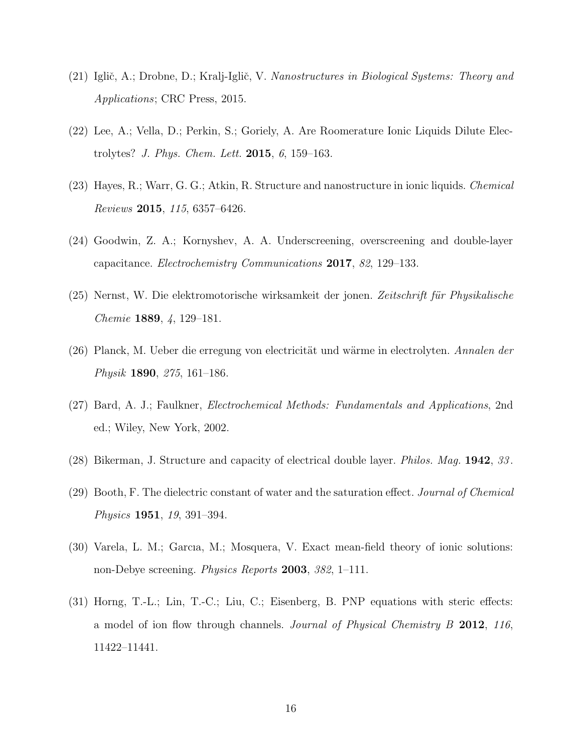(21) Iglič, A.; Drobne, D.; Kralj-Iglič, V. *Nanostructures in Biological Systems: Theory and Applications*; CRC Press, 2015.

(22) Lee, A.; Vella, D.; Perkin, S.; Goriely, A. Are Roomerature Ionic Liquids Dilute Electrolytes? *J. Phys. Chem. Lett.* **2015**, *6*, 159–163.

(23) Hayes, R.; Warr, G. G.; Atkin, R. Structure and nanostructure in ionic liquids. *Chemical Reviews* **2015**, *115*, 6357–6426.

(24) Goodwin, Z. A.; Kornyshev, A. A. Underscreening, overscreening and double-layer capacitance. *Electrochemistry Communications* **2017**, *82*, 129–133.

(25) Nernst, W. Die elektromotorische wirksamkeit der jonen. *Zeitschrift für Physikalische Chemie* **1889**, *4*, 129–181.

(26) Planck, M. Ueber die erregung von electricität und wärme in electrolyten. *Annalen der Physik* **1890**, *275*, 161–186.

(27) Bard, A. J.; Faulkner, *Electrochemical Methods: Fundamentals and Applications*, 2nd ed.; Wiley, New York, 2002.

(28) Bikerman, J. Structure and capacity of electrical double layer. *Philos. Mag.* **1942**, *33*.

(29) Booth, F. The dielectric constant of water and the saturation effect. *Journal of Chemical Physics* **1951**, *19*, 391–394.

(30) Varela, L. M.; Garcıa, M.; Mosquera, V. Exact mean-field theory of ionic solutions: non-Debye screening. *Physics Reports* **2003**, *382*, 1–111.

(31) Horng, T.-L.; Lin, T.-C.; Liu, C.; Eisenberg, B. PNP equations with steric effects: a model of ion flow through channels. *Journal of Physical Chemistry B* **2012**, *116*, 11422–11441.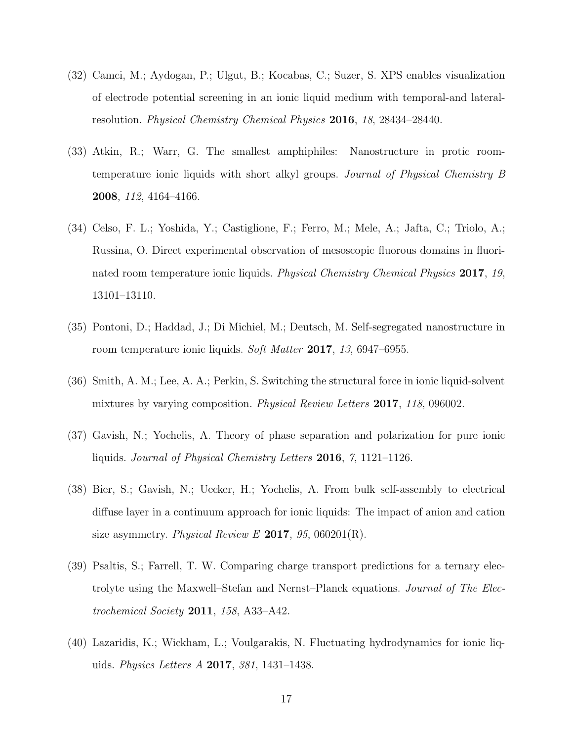(32) Camci, M.; Aydogan, P.; Ulgut, B.; Kocabas, C.; Suzer, S. XPS enables visualization of electrode potential screening in an ionic liquid medium with temporal-and lateral-resolution. *Physical Chemistry Chemical Physics* **2016**, *18*, 28434–28440.

(33) Atkin, R.; Warr, G. The smallest amphiphiles: Nanostructure in protic room-temperature ionic liquids with short alkyl groups. *Journal of Physical Chemistry B* **2008**, *112*, 4164–4166.

(34) Celso, F. L.; Yoshida, Y.; Castiglione, F.; Ferro, M.; Mele, A.; Jafta, C.; Triolo, A.; Russina, O. Direct experimental observation of mesoscopic fluorous domains in fluorinated room temperature ionic liquids. *Physical Chemistry Chemical Physics* **2017**, *19*, 13101–13110.

(35) Pontoni, D.; Haddad, J.; Di Michiel, M.; Deutsch, M. Self-segregated nanostructure in room temperature ionic liquids. *Soft Matter* **2017**, *13*, 6947–6955.

(36) Smith, A. M.; Lee, A. A.; Perkin, S. Switching the structural force in ionic liquid-solvent mixtures by varying composition. *Physical Review Letters* **2017**, *118*, 096002.

(37) Gavish, N.; Yochelis, A. Theory of phase separation and polarization for pure ionic liquids. *Journal of Physical Chemistry Letters* **2016**, *7*, 1121–1126.

(38) Bier, S.; Gavish, N.; Uecker, H.; Yochelis, A. From bulk self-assembly to electrical diffuse layer in a continuum approach for ionic liquids: The impact of anion and cation size asymmetry. *Physical Review E* **2017**, *95*, 060201(R).

(39) Psaltis, S.; Farrell, T. W. Comparing charge transport predictions for a ternary electrolyte using the Maxwell–Stefan and Nernst–Planck equations. *Journal of The Electrochemical Society* **2011**, *158*, A33–A42.

(40) Lazaridis, K.; Wickham, L.; Voulgarakis, N. Fluctuating hydrodynamics for ionic liquids. *Physics Letters A* **2017**, *381*, 1431–1438.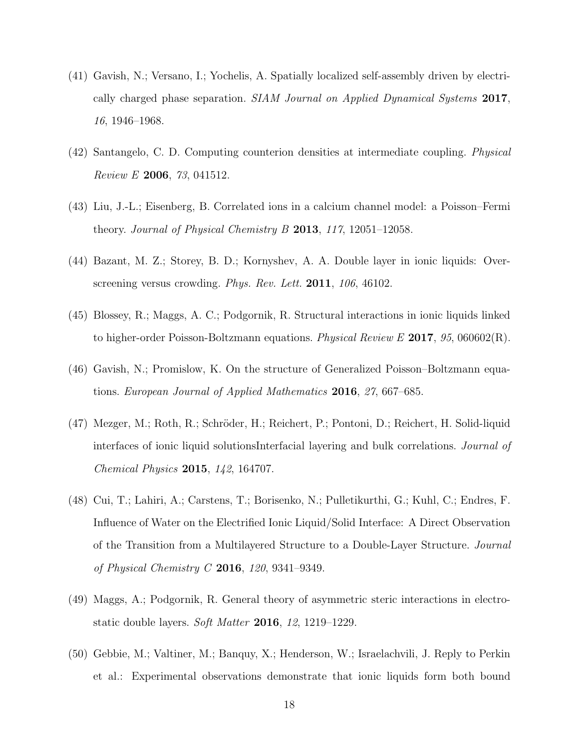(41) Gavish, N.; Versano, I.; Yochelis, A. Spatially localized self-assembly driven by electrically charged phase separation. *SIAM Journal on Applied Dynamical Systems* **2017**, *16*, 1946–1968.

(42) Santangelo, C. D. Computing counterion densities at intermediate coupling. *Physical Review E* **2006**, *73*, 041512.

(43) Liu, J.-L.; Eisenberg, B. Correlated ions in a calcium channel model: a Poisson–Fermi theory. *Journal of Physical Chemistry B* **2013**, *117*, 12051–12058.

(44) Bazant, M. Z.; Storey, B. D.; Kornyshev, A. A. Double layer in ionic liquids: Overscreening versus crowding. *Phys. Rev. Lett.* **2011**, *106*, 46102.

(45) Blossey, R.; Maggs, A. C.; Podgornik, R. Structural interactions in ionic liquids linked to higher-order Poisson-Boltzmann equations. *Physical Review E* **2017**, *95*, 060602(R).

(46) Gavish, N.; Promislow, K. On the structure of Generalized Poisson–Boltzmann equations. *European Journal of Applied Mathematics* **2016**, *27*, 667–685.

(47) Mezger, M.; Roth, R.; Schröder, H.; Reichert, P.; Pontoni, D.; Reichert, H. Solid-liquid interfaces of ionic liquid solutionsInterfacial layering and bulk correlations. *Journal of Chemical Physics* **2015**, *142*, 164707.

(48) Cui, T.; Lahiri, A.; Carstens, T.; Borisenko, N.; Pulletikurthi, G.; Kuhl, C.; Endres, F. Influence of Water on the Electrified Ionic Liquid/Solid Interface: A Direct Observation of the Transition from a Multilayered Structure to a Double-Layer Structure. *Journal of Physical Chemistry C* **2016**, *120*, 9341–9349.

(49) Maggs, A.; Podgornik, R. General theory of asymmetric steric interactions in electrostatic double layers. *Soft Matter* **2016**, *12*, 1219–1229.

(50) Gebbie, M.; Valtiner, M.; Banquy, X.; Henderson, W.; Israelachvili, J. Reply to Perkin et al.: Experimental observations demonstrate that ionic liquids form both bound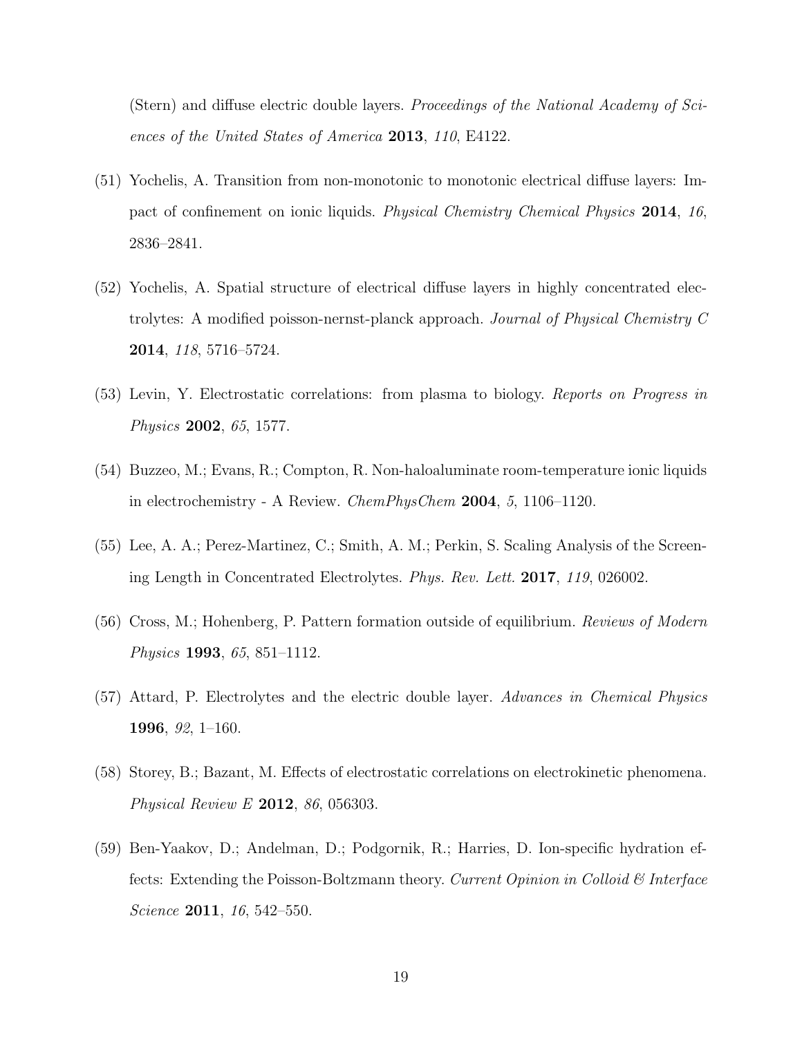(Stern) and diffuse electric double layers. *Proceedings of the National Academy of Sciences of the United States of America* **2013**, *110*, E4122.

(51) Yochelis, A. Transition from non-monotonic to monotonic electrical diffuse layers: Impact of confinement on ionic liquids. *Physical Chemistry Chemical Physics* **2014**, *16*, 2836–2841.

(52) Yochelis, A. Spatial structure of electrical diffuse layers in highly concentrated electrolytes: A modified poisson-nernst-planck approach. *Journal of Physical Chemistry C* **2014**, *118*, 5716–5724.

(53) Levin, Y. Electrostatic correlations: from plasma to biology. *Reports on Progress in Physics* **2002**, *65*, 1577.

(54) Buzzeo, M.; Evans, R.; Compton, R. Non-haloaluminate room-temperature ionic liquids in electrochemistry - A Review. *ChemPhysChem* **2004**, *5*, 1106–1120.

(55) Lee, A. A.; Perez-Martinez, C.; Smith, A. M.; Perkin, S. Scaling Analysis of the Screening Length in Concentrated Electrolytes. *Phys. Rev. Lett.* **2017**, *119*, 026002.

(56) Cross, M.; Hohenberg, P. Pattern formation outside of equilibrium. *Reviews of Modern Physics* **1993**, *65*, 851–1112.

(57) Attard, P. Electrolytes and the electric double layer. *Advances in Chemical Physics* **1996**, *92*, 1–160.

(58) Storey, B.; Bazant, M. Effects of electrostatic correlations on electrokinetic phenomena. *Physical Review E* **2012**, *86*, 056303.

(59) Ben-Yaakov, D.; Andelman, D.; Podgornik, R.; Harries, D. Ion-specific hydration effects: Extending the Poisson-Boltzmann theory. *Current Opinion in Colloid & Interface Science* **2011**, *16*, 542–550.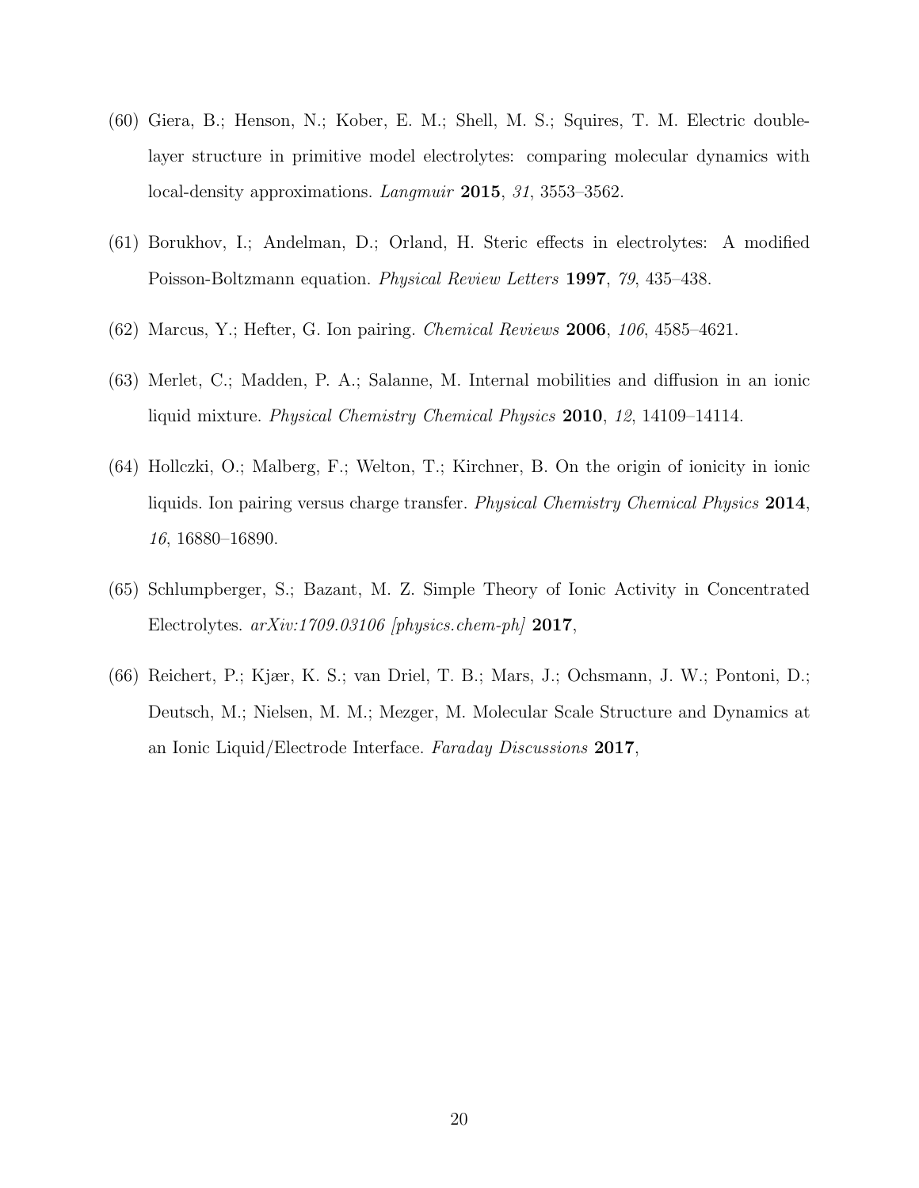(60) Giera, B.; Henson, N.; Kober, E. M.; Shell, M. S.; Squires, T. M. Electric double-layer structure in primitive model electrolytes: comparing molecular dynamics with local-density approximations. *Langmuir* **2015**, *31*, 3553–3562.

(61) Borukhov, I.; Andelman, D.; Orland, H. Steric effects in electrolytes: A modified Poisson-Boltzmann equation. *Physical Review Letters* **1997**, *79*, 435–438.

(62) Marcus, Y.; Hefter, G. Ion pairing. *Chemical Reviews* **2006**, *106*, 4585–4621.

(63) Merlet, C.; Madden, P. A.; Salanne, M. Internal mobilities and diffusion in an ionic liquid mixture. *Physical Chemistry Chemical Physics* **2010**, *12*, 14109–14114.

(64) Hollczki, O.; Malberg, F.; Welton, T.; Kirchner, B. On the origin of ionicity in ionic liquids. Ion pairing versus charge transfer. *Physical Chemistry Chemical Physics* **2014**, *16*, 16880–16890.

(65) Schlumpberger, S.; Bazant, M. Z. Simple Theory of Ionic Activity in Concentrated Electrolytes. *arXiv:1709.03106 [physics.chem-ph]* **2017**,

(66) Reichert, P.; Kjær, K. S.; van Driel, T. B.; Mars, J.; Ochsmann, J. W.; Pontoni, D.; Deutsch, M.; Nielsen, M. M.; Mezger, M. Molecular Scale Structure and Dynamics at an Ionic Liquid/Electrode Interface. *Faraday Discussions* **2017**,